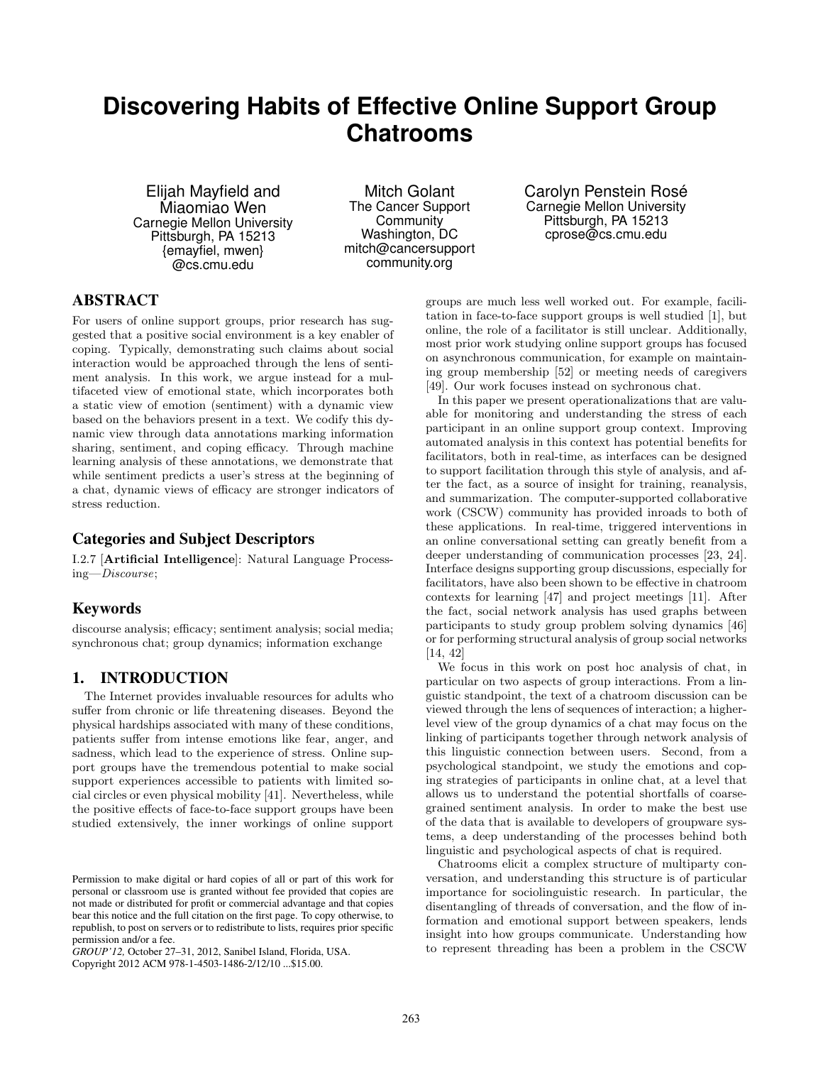# Discovering Habits of Effective Online Support Group Chatrooms

Elijah Mayfield and Miaomiao Wen
Carnegie Mellon University
Pittsburgh, PA 15213
{emayfiel, mwen}
@cs.cmu.edu

Mitch Golant
The Cancer Support Community
Washington, DC
mitch@cancersupport
community.org

Carolyn Penstein Rosé
Carnegie Mellon University
Pittsburgh, PA 15213
cprose@cs.cmu.edu

## ABSTRACT

For users of online support groups, prior research has suggested that a positive social environment is a key enabler of coping. Typically, demonstrating such claims about social interaction would be approached through the lens of sentiment analysis. In this work, we argue instead for a multifaceted view of emotional state, which incorporates both a static view of emotion (sentiment) with a dynamic view based on the behaviors present in a text. We codify this dynamic view through data annotations marking information sharing, sentiment, and coping efficacy. Through machine learning analysis of these annotations, we demonstrate that while sentiment predicts a user's stress at the beginning of a chat, dynamic views of efficacy are stronger indicators of stress reduction.

### Categories and Subject Descriptors

I.2.7 [**Artificial Intelligence**]: Natural Language Processing—*Discourse*;

### Keywords

discourse analysis; efficacy; sentiment analysis; social media; synchronous chat; group dynamics; information exchange

## 1. INTRODUCTION

The Internet provides invaluable resources for adults who suffer from chronic or life threatening diseases. Beyond the physical hardships associated with many of these conditions, patients suffer from intense emotions like fear, anger, and sadness, which lead to the experience of stress. Online support groups have the tremendous potential to make social support experiences accessible to patients with limited social circles or even physical mobility [41]. Nevertheless, while the positive effects of face-to-face support groups have been studied extensively, the inner workings of online support groups are much less well worked out. For example, facilitation in face-to-face support groups is well studied [1], but online, the role of a facilitator is still unclear. Additionally, most prior work studying online support groups has focused on asynchronous communication, for example on maintaining group membership [52] or meeting needs of caregivers [49]. Our work focuses instead on sychronous chat.

In this paper we present operationalizations that are valuable for monitoring and understanding the stress of each participant in an online support group context. Improving automated analysis in this context has potential benefits for facilitators, both in real-time, as interfaces can be designed to support facilitation through this style of analysis, and after the fact, as a source of insight for training, reanalysis, and summarization. The computer-supported collaborative work (CSCW) community has provided inroads to both of these applications. In real-time, triggered interventions in an online conversational setting can greatly benefit from a deeper understanding of communication processes [23, 24]. Interface designs supporting group discussions, especially for facilitators, have also been shown to be effective in chatroom contexts for learning [47] and project meetings [11]. After the fact, social network analysis has used graphs between participants to study group problem solving dynamics [46] or for performing structural analysis of group social networks [14, 42]

We focus in this work on post hoc analysis of chat, in particular on two aspects of group interactions. From a linguistic standpoint, the text of a chatroom discussion can be viewed through the lens of sequences of interaction; a higher-level view of the group dynamics of a chat may focus on the linking of participants together through network analysis of this linguistic connection between users. Second, from a psychological standpoint, we study the emotions and coping strategies of participants in online chat, at a level that allows us to understand the potential shortfalls of coarse-grained sentiment analysis. In order to make the best use of the data that is available to developers of groupware systems, a deep understanding of the processes behind both linguistic and psychological aspects of chat is required.

Chatrooms elicit a complex structure of multiparty conversation, and understanding this structure is of particular importance for sociolinguistic research. In particular, the disentangling of threads of conversation, and the flow of information and emotional support between speakers, lends insight into how groups communicate. Understanding how to represent threading has been a problem in the CSCW

Permission to make digital or hard copies of all or part of this work for personal or classroom use is granted without fee provided that copies are not made or distributed for profit or commercial advantage and that copies bear this notice and the full citation on the first page. To copy otherwise, to republish, to post on servers or to redistribute to lists, requires prior specific permission and/or a fee.
*GROUP'12,* October 27–31, 2012, Sanibel Island, Florida, USA.
Copyright 2012 ACM 978-1-4503-1486-2/12/10 ...$15.00.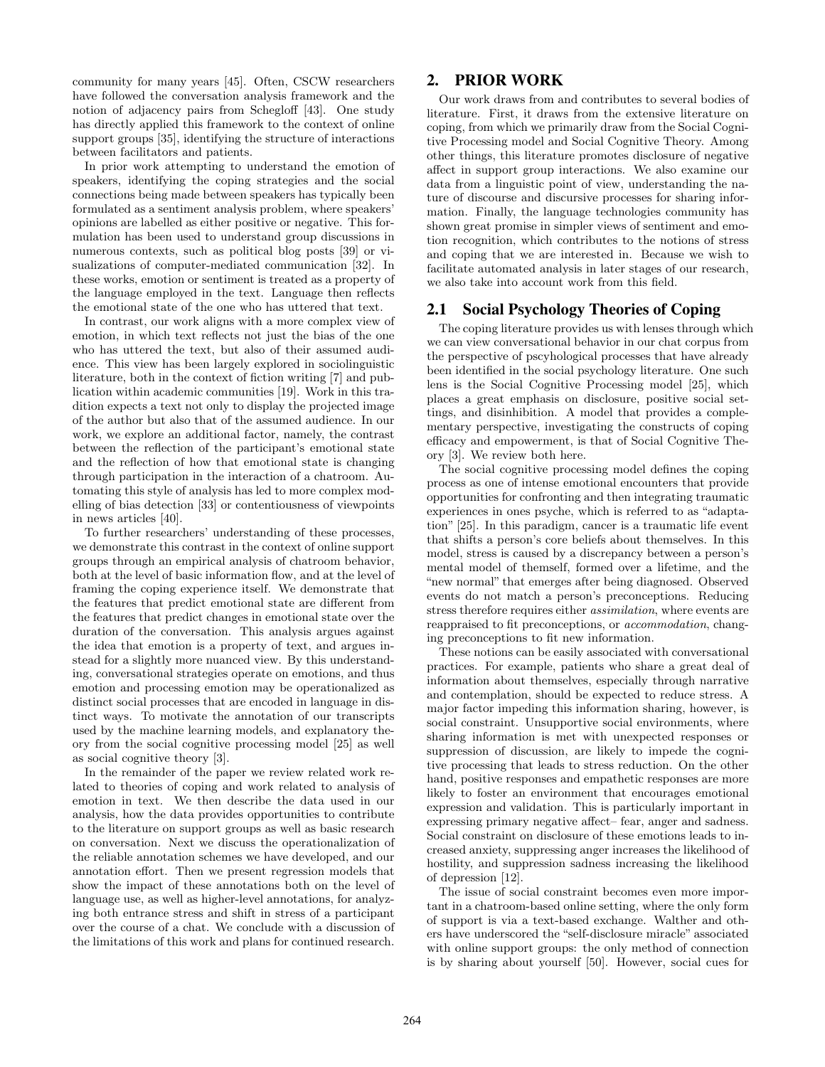community for many years [45]. Often, CSCW researchers have followed the conversation analysis framework and the notion of adjacency pairs from Schegloff [43]. One study has directly applied this framework to the context of online support groups [35], identifying the structure of interactions between facilitators and patients.

In prior work attempting to understand the emotion of speakers, identifying the coping strategies and the social connections being made between speakers has typically been formulated as a sentiment analysis problem, where speakers' opinions are labelled as either positive or negative. This formulation has been used to understand group discussions in numerous contexts, such as political blog posts [39] or visualizations of computer-mediated communication [32]. In these works, emotion or sentiment is treated as a property of the language employed in the text. Language then reflects the emotional state of the one who has uttered that text.

In contrast, our work aligns with a more complex view of emotion, in which text reflects not just the bias of the one who has uttered the text, but also of their assumed audience. This view has been largely explored in sociolinguistic literature, both in the context of fiction writing [7] and publication within academic communities [19]. Work in this tradition expects a text not only to display the projected image of the author but also that of the assumed audience. In our work, we explore an additional factor, namely, the contrast between the reflection of the participant's emotional state and the reflection of how that emotional state is changing through participation in the interaction of a chatroom. Automating this style of analysis has led to more complex modelling of bias detection [33] or contentiousness of viewpoints in news articles [40].

To further researchers' understanding of these processes, we demonstrate this contrast in the context of online support groups through an empirical analysis of chatroom behavior, both at the level of basic information flow, and at the level of framing the coping experience itself. We demonstrate that the features that predict emotional state are different from the features that predict changes in emotional state over the duration of the conversation. This analysis argues against the idea that emotion is a property of text, and argues instead for a slightly more nuanced view. By this understanding, conversational strategies operate on emotions, and thus emotion and processing emotion may be operationalized as distinct social processes that are encoded in language in distinct ways. To motivate the annotation of our transcripts used by the machine learning models, and explanatory theory from the social cognitive processing model [25] as well as social cognitive theory [3].

In the remainder of the paper we review related work related to theories of coping and work related to analysis of emotion in text. We then describe the data used in our analysis, how the data provides opportunities to contribute to the literature on support groups as well as basic research on conversation. Next we discuss the operationalization of the reliable annotation schemes we have developed, and our annotation effort. Then we present regression models that show the impact of these annotations both on the level of language use, as well as higher-level annotations, for analyzing both entrance stress and shift in stress of a participant over the course of a chat. We conclude with a discussion of the limitations of this work and plans for continued research.

## 2. PRIOR WORK

Our work draws from and contributes to several bodies of literature. First, it draws from the extensive literature on coping, from which we primarily draw from the Social Cognitive Processing model and Social Cognitive Theory. Among other things, this literature promotes disclosure of negative affect in support group interactions. We also examine our data from a linguistic point of view, understanding the nature of discourse and discursive processes for sharing information. Finally, the language technologies community has shown great promise in simpler views of sentiment and emotion recognition, which contributes to the notions of stress and coping that we are interested in. Because we wish to facilitate automated analysis in later stages of our research, we also take into account work from this field.

### 2.1 Social Psychology Theories of Coping

The coping literature provides us with lenses through which we can view conversational behavior in our chat corpus from the perspective of pscyhological processes that have already been identified in the social psychology literature. One such lens is the Social Cognitive Processing model [25], which places a great emphasis on disclosure, positive social settings, and disinhibition. A model that provides a complementary perspective, investigating the constructs of coping efficacy and empowerment, is that of Social Cognitive Theory [3]. We review both here.

The social cognitive processing model defines the coping process as one of intense emotional encounters that provide opportunities for confronting and then integrating traumatic experiences in ones psyche, which is referred to as "adaptation" [25]. In this paradigm, cancer is a traumatic life event that shifts a person's core beliefs about themselves. In this model, stress is caused by a discrepancy between a person's mental model of themself, formed over a lifetime, and the "new normal" that emerges after being diagnosed. Observed events do not match a person's preconceptions. Reducing stress therefore requires either *assimilation*, where events are reappraised to fit preconceptions, or *accommodation*, changing preconceptions to fit new information.

These notions can be easily associated with conversational practices. For example, patients who share a great deal of information about themselves, especially through narrative and contemplation, should be expected to reduce stress. A major factor impeding this information sharing, however, is social constraint. Unsupportive social environments, where sharing information is met with unexpected responses or suppression of discussion, are likely to impede the cognitive processing that leads to stress reduction. On the other hand, positive responses and empathetic responses are more likely to foster an environment that encourages emotional expression and validation. This is particularly important in expressing primary negative affect– fear, anger and sadness. Social constraint on disclosure of these emotions leads to increased anxiety, suppressing anger increases the likelihood of hostility, and suppression sadness increasing the likelihood of depression [12].

The issue of social constraint becomes even more important in a chatroom-based online setting, where the only form of support is via a text-based exchange. Walther and others have underscored the "self-disclosure miracle" associated with online support groups: the only method of connection is by sharing about yourself [50]. However, social cues for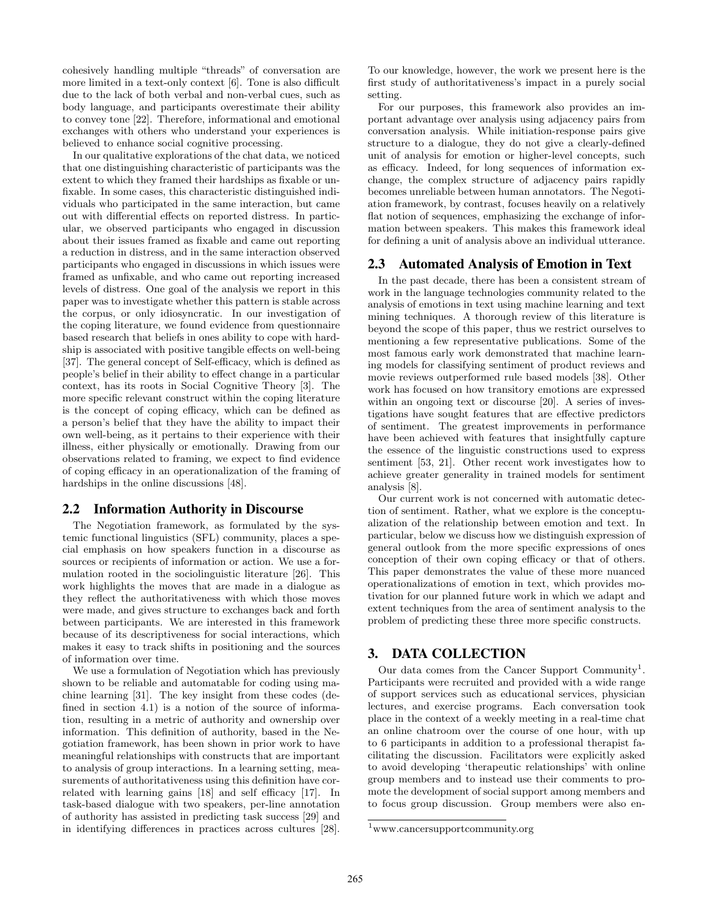cohesively handling multiple "threads" of conversation are more limited in a text-only context [6]. Tone is also difficult due to the lack of both verbal and non-verbal cues, such as body language, and participants overestimate their ability to convey tone [22]. Therefore, informational and emotional exchanges with others who understand your experiences is believed to enhance social cognitive processing.

In our qualitative explorations of the chat data, we noticed that one distinguishing characteristic of participants was the extent to which they framed their hardships as fixable or unfixable. In some cases, this characteristic distinguished individuals who participated in the same interaction, but came out with differential effects on reported distress. In particular, we observed participants who engaged in discussion about their issues framed as fixable and came out reporting a reduction in distress, and in the same interaction observed participants who engaged in discussions in which issues were framed as unfixable, and who came out reporting increased levels of distress. One goal of the analysis we report in this paper was to investigate whether this pattern is stable across the corpus, or only idiosyncratic. In our investigation of the coping literature, we found evidence from questionnaire based research that beliefs in ones ability to cope with hardship is associated with positive tangible effects on well-being [37]. The general concept of Self-efficacy, which is defined as people's belief in their ability to effect change in a particular context, has its roots in Social Cognitive Theory [3]. The more specific relevant construct within the coping literature is the concept of coping efficacy, which can be defined as a person's belief that they have the ability to impact their own well-being, as it pertains to their experience with their illness, either physically or emotionally. Drawing from our observations related to framing, we expect to find evidence of coping efficacy in an operationalization of the framing of hardships in the online discussions [48].

## 2.2 Information Authority in Discourse

The Negotiation framework, as formulated by the systemic functional linguistics (SFL) community, places a special emphasis on how speakers function in a discourse as sources or recipients of information or action. We use a formulation rooted in the sociolinguistic literature [26]. This work highlights the moves that are made in a dialogue as they reflect the authoritativeness with which those moves were made, and gives structure to exchanges back and forth between participants. We are interested in this framework because of its descriptiveness for social interactions, which makes it easy to track shifts in positioning and the sources of information over time.

We use a formulation of Negotiation which has previously shown to be reliable and automatable for coding using machine learning [31]. The key insight from these codes (defined in section 4.1) is a notion of the source of information, resulting in a metric of authority and ownership over information. This definition of authority, based in the Negotiation framework, has been shown in prior work to have meaningful relationships with constructs that are important to analysis of group interactions. In a learning setting, measurements of authoritativeness using this definition have correlated with learning gains [18] and self efficacy [17]. In task-based dialogue with two speakers, per-line annotation of authority has assisted in predicting task success [29] and in identifying differences in practices across cultures [28]. To our knowledge, however, the work we present here is the first study of authoritativeness's impact in a purely social setting.

For our purposes, this framework also provides an important advantage over analysis using adjacency pairs from conversation analysis. While initiation-response pairs give structure to a dialogue, they do not give a clearly-defined unit of analysis for emotion or higher-level concepts, such as efficacy. Indeed, for long sequences of information exchange, the complex structure of adjacency pairs rapidly becomes unreliable between human annotators. The Negotiation framework, by contrast, focuses heavily on a relatively flat notion of sequences, emphasizing the exchange of information between speakers. This makes this framework ideal for defining a unit of analysis above an individual utterance.

## 2.3 Automated Analysis of Emotion in Text

In the past decade, there has been a consistent stream of work in the language technologies community related to the analysis of emotions in text using machine learning and text mining techniques. A thorough review of this literature is beyond the scope of this paper, thus we restrict ourselves to mentioning a few representative publications. Some of the most famous early work demonstrated that machine learning models for classifying sentiment of product reviews and movie reviews outperformed rule based models [38]. Other work has focused on how transitory emotions are expressed within an ongoing text or discourse [20]. A series of investigations have sought features that are effective predictors of sentiment. The greatest improvements in performance have been achieved with features that insightfully capture the essence of the linguistic constructions used to express sentiment [53, 21]. Other recent work investigates how to achieve greater generality in trained models for sentiment analysis [8].

Our current work is not concerned with automatic detection of sentiment. Rather, what we explore is the conceptualization of the relationship between emotion and text. In particular, below we discuss how we distinguish expression of general outlook from the more specific expressions of ones conception of their own coping efficacy or that of others. This paper demonstrates the value of these more nuanced operationalizations of emotion in text, which provides motivation for our planned future work in which we adapt and extent techniques from the area of sentiment analysis to the problem of predicting these three more specific constructs.

# 3. DATA COLLECTION

Our data comes from the Cancer Support Community[1]. Participants were recruited and provided with a wide range of support services such as educational services, physician lectures, and exercise programs. Each conversation took place in the context of a weekly meeting in a real-time chat an online chatroom over the course of one hour, with up to 6 participants in addition to a professional therapist facilitating the discussion. Facilitators were explicitly asked to avoid developing 'therapeutic relationships' with online group members and to instead use their comments to promote the development of social support among members and to focus group discussion. Group members were also en-

[1] www.cancersupportcommunity.org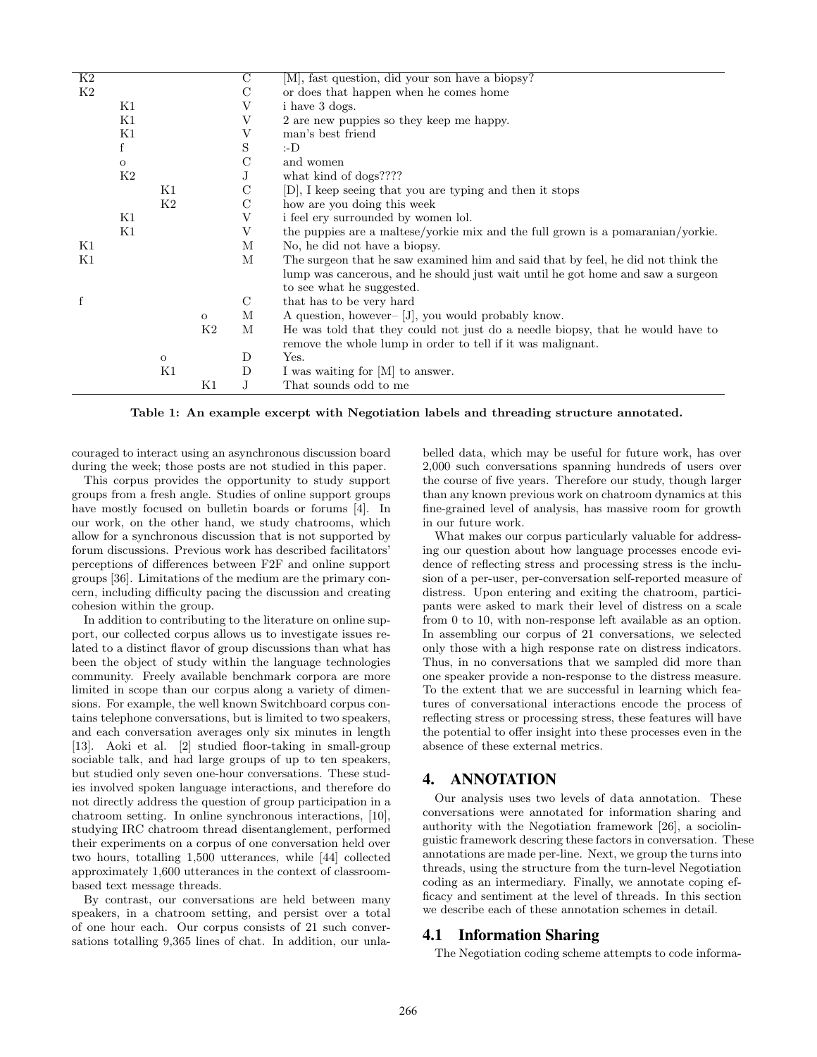| | | | | | |
|---|---|---|---|---|---|
| K2 | | | | C | [M], fast question, did your son have a biopsy? |
| K2 | | | | C | or does that happen when he comes home |
| | K1 | | | V | i have 3 dogs. |
| | K1 | | | V | 2 are new puppies so they keep me happy. |
| | K1 | | | V | man's best friend |
| | f | | | S | :-D |
| | o | | | C | and women |
| | K2 | | | J | what kind of dogs???? |
| | | K1 | | C | [D], I keep seeing that you are typing and then it stops |
| | | K2 | | C | how are you doing this week |
| | K1 | | | V | i feel ery surrounded by women lol. |
| | K1 | | | V | the puppies are a maltese/yorkie mix and the full grown is a pomaranian/yorkie. |
| K1 | | | | M | No, he did not have a biopsy. |
| K1 | | | | M | The surgeon that he saw examined him and said that by feel, he did not think the lump was cancerous, and he should just wait until he got home and saw a surgeon to see what he suggested. |
| f | | | | C | that has to be very hard |
| | | | o | M | A question, however– [J], you would probably know. |
| | | | K2 | M | He was told that they could not just do a needle biopsy, that he would have to remove the whole lump in order to tell if it was malignant. |
| | | o | | D | Yes. |
| | | K1 | | D | I was waiting for [M] to answer. |
| | | | K1 | J | That sounds odd to me |

**Table 1: An example excerpt with Negotiation labels and threading structure annotated.**

couraged to interact using an asynchronous discussion board during the week; those posts are not studied in this paper.

This corpus provides the opportunity to study support groups from a fresh angle. Studies of online support groups have mostly focused on bulletin boards or forums [4]. In our work, on the other hand, we study chatrooms, which allow for a synchronous discussion that is not supported by forum discussions. Previous work has described facilitators' perceptions of differences between F2F and online support groups [36]. Limitations of the medium are the primary concern, including difficulty pacing the discussion and creating cohesion within the group.

In addition to contributing to the literature on online support, our collected corpus allows us to investigate issues related to a distinct flavor of group discussions than what has been the object of study within the language technologies community. Freely available benchmark corpora are more limited in scope than our corpus along a variety of dimensions. For example, the well known Switchboard corpus contains telephone conversations, but is limited to two speakers, and each conversation averages only six minutes in length [13]. Aoki et al. [2] studied floor-taking in small-group sociable talk, and had large groups of up to ten speakers, but studied only seven one-hour conversations. These studies involved spoken language interactions, and therefore do not directly address the question of group participation in a chatroom setting. In online synchronous interactions, [10], studying IRC chatroom thread disentanglement, performed their experiments on a corpus of one conversation held over two hours, totalling 1,500 utterances, while [44] collected approximately 1,600 utterances in the context of classroom-based text message threads.

By contrast, our conversations are held between many speakers, in a chatroom setting, and persist over a total of one hour each. Our corpus consists of 21 such conversations totalling 9,365 lines of chat. In addition, our unlabelled data, which may be useful for future work, has over 2,000 such conversations spanning hundreds of users over the course of five years. Therefore our study, though larger than any known previous work on chatroom dynamics at this fine-grained level of analysis, has massive room for growth in our future work.

What makes our corpus particularly valuable for addressing our question about how language processes encode evidence of reflecting stress and processing stress is the inclusion of a per-user, per-conversation self-reported measure of distress. Upon entering and exiting the chatroom, participants were asked to mark their level of distress on a scale from 0 to 10, with non-response left available as an option. In assembling our corpus of 21 conversations, we selected only those with a high response rate on distress indicators. Thus, in no conversations that we sampled did more than one speaker provide a non-response to the distress measure. To the extent that we are successful in learning which features of conversational interactions encode the process of reflecting stress or processing stress, these features will have the potential to offer insight into these processes even in the absence of these external metrics.

## 4. ANNOTATION

Our analysis uses two levels of data annotation. These conversations were annotated for information sharing and authority with the Negotiation framework [26], a sociolinguistic framework descring these factors in conversation. These annotations are made per-line. Next, we group the turns into threads, using the structure from the turn-level Negotiation coding as an intermediary. Finally, we annotate coping efficacy and sentiment at the level of threads. In this section we describe each of these annotation schemes in detail.

### 4.1 Information Sharing

The Negotiation coding scheme attempts to code informa-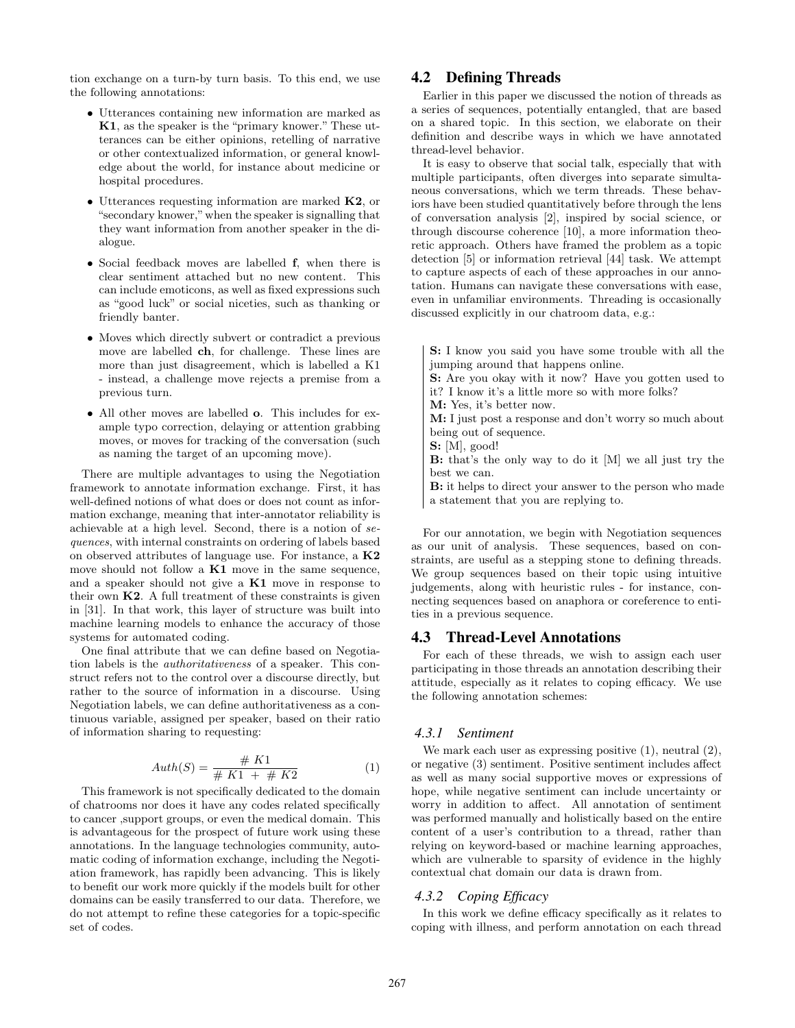tion exchange on a turn-by turn basis. To this end, we use the following annotations:

- Utterances containing new information are marked as **K1**, as the speaker is the "primary knower." These utterances can be either opinions, retelling of narrative or other contextualized information, or general knowledge about the world, for instance about medicine or hospital procedures.
- Utterances requesting information are marked **K2**, or "secondary knower," when the speaker is signalling that they want information from another speaker in the dialogue.
- Social feedback moves are labelled **f**, when there is clear sentiment attached but no new content. This can include emoticons, as well as fixed expressions such as "good luck" or social niceties, such as thanking or friendly banter.
- Moves which directly subvert or contradict a previous move are labelled **ch**, for challenge. These lines are more than just disagreement, which is labelled a K1 - instead, a challenge move rejects a premise from a previous turn.
- All other moves are labelled **o**. This includes for example typo correction, delaying or attention grabbing moves, or moves for tracking of the conversation (such as naming the target of an upcoming move).

There are multiple advantages to using the Negotiation framework to annotate information exchange. First, it has well-defined notions of what does or does not count as information exchange, meaning that inter-annotator reliability is achievable at a high level. Second, there is a notion of *sequences*, with internal constraints on ordering of labels based on observed attributes of language use. For instance, a **K2** move should not follow a **K1** move in the same sequence, and a speaker should not give a **K1** move in response to their own **K2**. A full treatment of these constraints is given in [31]. In that work, this layer of structure was built into machine learning models to enhance the accuracy of those systems for automated coding.

One final attribute that we can define based on Negotiation labels is the *authoritativeness* of a speaker. This construct refers not to the control over a discourse directly, but rather to the source of information in a discourse. Using Negotiation labels, we can define authoritativeness as a continuous variable, assigned per speaker, based on their ratio of information sharing to requesting:

$$Auth(S) = \frac{\#\ K1}{\#\ K1\ +\ \#\ K2} \tag{1}$$

This framework is not specifically dedicated to the domain of chatrooms nor does it have any codes related specifically to cancer ,support groups, or even the medical domain. This is advantageous for the prospect of future work using these annotations. In the language technologies community, automatic coding of information exchange, including the Negotiation framework, has rapidly been advancing. This is likely to benefit our work more quickly if the models built for other domains can be easily transferred to our data. Therefore, we do not attempt to refine these categories for a topic-specific set of codes.

## 4.2 Defining Threads

Earlier in this paper we discussed the notion of threads as a series of sequences, potentially entangled, that are based on a shared topic. In this section, we elaborate on their definition and describe ways in which we have annotated thread-level behavior.

It is easy to observe that social talk, especially that with multiple participants, often diverges into separate simultaneous conversations, which we term threads. These behaviors have been studied quantitatively before through the lens of conversation analysis [2], inspired by social science, or through discourse coherence [10], a more information theoretic approach. Others have framed the problem as a topic detection [5] or information retrieval [44] task. We attempt to capture aspects of each of these approaches in our annotation. Humans can navigate these conversations with ease, even in unfamiliar environments. Threading is occasionally discussed explicitly in our chatroom data, e.g.:

> **S:** I know you said you have some trouble with all the jumping around that happens online.
> **S:** Are you okay with it now? Have you gotten used to it? I know it's a little more so with more folks?
> **M:** Yes, it's better now.
> **M:** I just post a response and don't worry so much about being out of sequence.
> **S:** [M], good!
> **B:** that's the only way to do it [M] we all just try the best we can.
> **B:** it helps to direct your answer to the person who made a statement that you are replying to.

For our annotation, we begin with Negotiation sequences as our unit of analysis. These sequences, based on constraints, are useful as a stepping stone to defining threads. We group sequences based on their topic using intuitive judgements, along with heuristic rules - for instance, connecting sequences based on anaphora or coreference to entities in a previous sequence.

## 4.3 Thread-Level Annotations

For each of these threads, we wish to assign each user participating in those threads an annotation describing their attitude, especially as it relates to coping efficacy. We use the following annotation schemes:

### 4.3.1 Sentiment

We mark each user as expressing positive (1), neutral (2), or negative (3) sentiment. Positive sentiment includes affect as well as many social supportive moves or expressions of hope, while negative sentiment can include uncertainty or worry in addition to affect. All annotation of sentiment was performed manually and holistically based on the entire content of a user's contribution to a thread, rather than relying on keyword-based or machine learning approaches, which are vulnerable to sparsity of evidence in the highly contextual chat domain our data is drawn from.

### 4.3.2 Coping Efficacy

In this work we define efficacy specifically as it relates to coping with illness, and perform annotation on each thread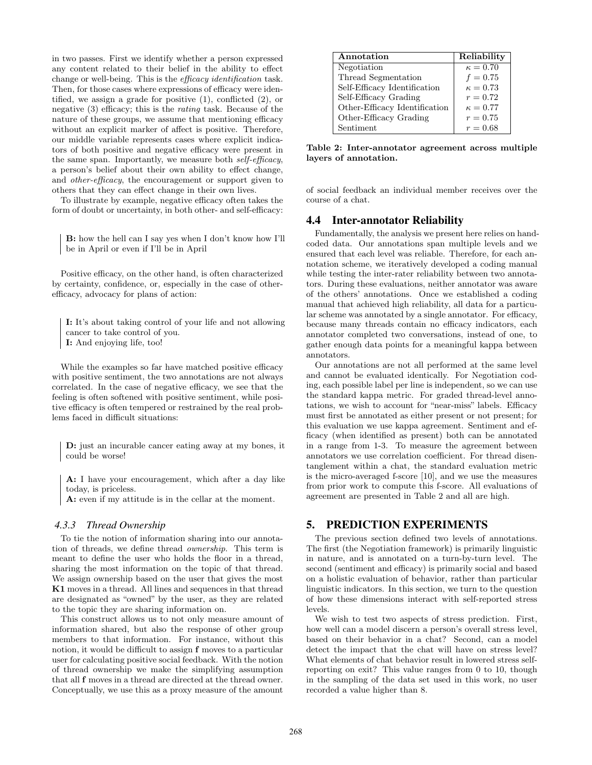in two passes. First we identify whether a person expressed any content related to their belief in the ability to effect change or well-being. This is the *efficacy identification* task. Then, for those cases where expressions of efficacy were identified, we assign a grade for positive (1), conflicted (2), or negative (3) efficacy; this is the *rating* task. Because of the nature of these groups, we assume that mentioning efficacy without an explicit marker of affect is positive. Therefore, our middle variable represents cases where explicit indicators of both positive and negative efficacy were present in the same span. Importantly, we measure both *self-efficacy*, a person's belief about their own ability to effect change, and *other-efficacy*, the encouragement or support given to others that they can effect change in their own lives.

To illustrate by example, negative efficacy often takes the form of doubt or uncertainty, in both other- and self-efficacy:

> **B:** how the hell can I say yes when I don't know how I'll be in April or even if I'll be in April

Positive efficacy, on the other hand, is often characterized by certainty, confidence, or, especially in the case of other-efficacy, advocacy for plans of action:

> **I:** It's about taking control of your life and not allowing cancer to take control of you.
> **I:** And enjoying life, too!

While the examples so far have matched positive efficacy with positive sentiment, the two annotations are not always correlated. In the case of negative efficacy, we see that the feeling is often softened with positive sentiment, while positive efficacy is often tempered or restrained by the real problems faced in difficult situations:

> **D:** just an incurable cancer eating away at my bones, it could be worse!

> **A:** I have your encouragement, which after a day like today, is priceless.
> **A:** even if my attitude is in the cellar at the moment.

#### 4.3.3 Thread Ownership

To tie the notion of information sharing into our annotation of threads, we define thread *ownership*. This term is meant to define the user who holds the floor in a thread, sharing the most information on the topic of that thread. We assign ownership based on the user that gives the most **K1** moves in a thread. All lines and sequences in that thread are designated as "owned" by the user, as they are related to the topic they are sharing information on.

This construct allows us to not only measure amount of information shared, but also the response of other group members to that information. For instance, without this notion, it would be difficult to assign **f** moves to a particular user for calculating positive social feedback. With the notion of thread ownership we make the simplifying assumption that all **f** moves in a thread are directed at the thread owner. Conceptually, we use this as a proxy measure of the amount of social feedback an individual member receives over the course of a chat.

| Annotation | Reliability |
|---|---|
| Negotiation | $\kappa = 0.70$ |
| Thread Segmentation | $f = 0.75$ |
| Self-Efficacy Identification | $\kappa = 0.73$ |
| Self-Efficacy Grading | $r = 0.72$ |
| Other-Efficacy Identification | $\kappa = 0.77$ |
| Other-Efficacy Grading | $r = 0.75$ |
| Sentiment | $r = 0.68$ |

**Table 2: Inter-annotator agreement across multiple layers of annotation.**

### 4.4 Inter-annotator Reliability

Fundamentally, the analysis we present here relies on hand-coded data. Our annotations span multiple levels and we ensured that each level was reliable. Therefore, for each annotation scheme, we iteratively developed a coding manual while testing the inter-rater reliability between two annotators. During these evaluations, neither annotator was aware of the others' annotations. Once we established a coding manual that achieved high reliability, all data for a particular scheme was annotated by a single annotator. For efficacy, because many threads contain no efficacy indicators, each annotator completed two conversations, instead of one, to gather enough data points for a meaningful kappa between annotators.

Our annotations are not all performed at the same level and cannot be evaluated identically. For Negotiation coding, each possible label per line is independent, so we can use the standard kappa metric. For graded thread-level annotations, we wish to account for "near-miss" labels. Efficacy must first be annotated as either present or not present; for this evaluation we use kappa agreement. Sentiment and efficacy (when identified as present) both can be annotated in a range from 1-3. To measure the agreement between annotators we use correlation coefficient. For thread disentanglement within a chat, the standard evaluation metric is the micro-averaged f-score [10], and we use the measures from prior work to compute this f-score. All evaluations of agreement are presented in Table 2 and all are high.

## 5. PREDICTION EXPERIMENTS

The previous section defined two levels of annotations. The first (the Negotiation framework) is primarily linguistic in nature, and is annotated on a turn-by-turn level. The second (sentiment and efficacy) is primarily social and based on a holistic evaluation of behavior, rather than particular linguistic indicators. In this section, we turn to the question of how these dimensions interact with self-reported stress levels.

We wish to test two aspects of stress prediction. First, how well can a model discern a person's overall stress level, based on their behavior in a chat? Second, can a model detect the impact that the chat will have on stress level? What elements of chat behavior result in lowered stress self-reporting on exit? This value ranges from 0 to 10, though in the sampling of the data set used in this work, no user recorded a value higher than 8.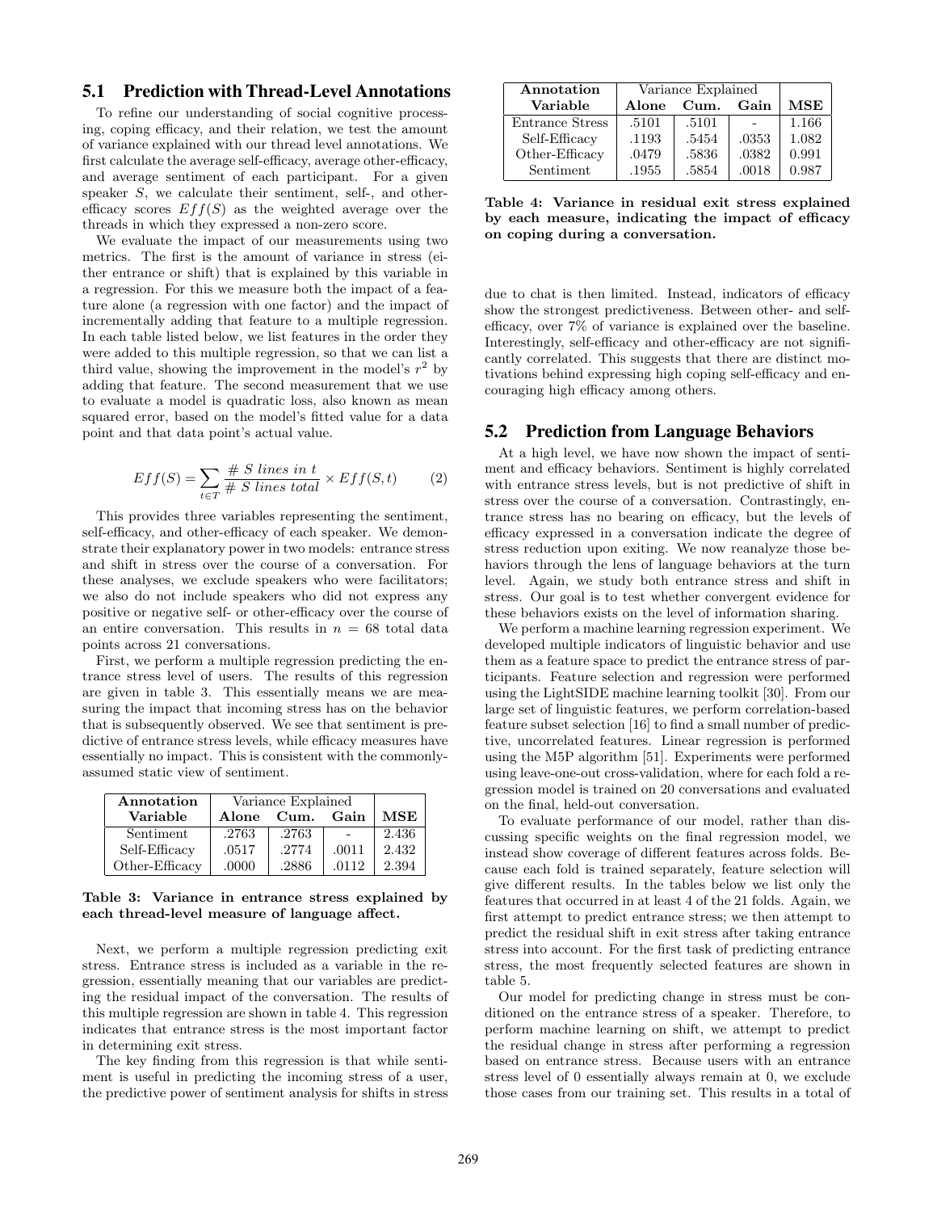## 5.1 Prediction with Thread-Level Annotations

To refine our understanding of social cognitive processing, coping efficacy, and their relation, we test the amount of variance explained with our thread level annotations. We first calculate the average self-efficacy, average other-efficacy, and average sentiment of each participant. For a given speaker $S$, we calculate their sentiment, self-, and other-efficacy scores $Eff(S)$ as the weighted average over the threads in which they expressed a non-zero score.

We evaluate the impact of our measurements using two metrics. The first is the amount of variance in stress (either entrance or shift) that is explained by this variable in a regression. For this we measure both the impact of a feature alone (a regression with one factor) and the impact of incrementally adding that feature to a multiple regression. In each table listed below, we list features in the order they were added to this multiple regression, so that we can list a third value, showing the improvement in the model's $r^2$ by adding that feature. The second measurement that we use to evaluate a model is quadratic loss, also known as mean squared error, based on the model's fitted value for a data point and that data point's actual value.

$$Eff(S) = \sum_{t \in T} \frac{\#\ S\ lines\ in\ t}{\#\ S\ lines\ total} \times Eff(S, t) \qquad (2)$$

This provides three variables representing the sentiment, self-efficacy, and other-efficacy of each speaker. We demonstrate their explanatory power in two models: entrance stress and shift in stress over the course of a conversation. For these analyses, we exclude speakers who were facilitators; we also do not include speakers who did not express any positive or negative self- or other-efficacy over the course of an entire conversation. This results in $n = 68$ total data points across 21 conversations.

First, we perform a multiple regression predicting the entrance stress level of users. The results of this regression are given in table 3. This essentially means we are measuring the impact that incoming stress has on the behavior that is subsequently observed. We see that sentiment is predictive of entrance stress levels, while efficacy measures have essentially no impact. This is consistent with the commonly-assumed static view of sentiment.

| Annotation | Variance Explained | | | |
|---|---|---|---|---|
| Variable | Alone | Cum. | Gain | MSE |
| Sentiment | .2763 | .2763 | - | 2.436 |
| Self-Efficacy | .0517 | .2774 | .0011 | 2.432 |
| Other-Efficacy | .0000 | .2886 | .0112 | 2.394 |

**Table 3: Variance in entrance stress explained by each thread-level measure of language affect.**

Next, we perform a multiple regression predicting exit stress. Entrance stress is included as a variable in the regression, essentially meaning that our variables are predicting the residual impact of the conversation. The results of this multiple regression are shown in table 4. This regression indicates that entrance stress is the most important factor in determining exit stress.

The key finding from this regression is that while sentiment is useful in predicting the incoming stress of a user, the predictive power of sentiment analysis for shifts in stress due to chat is then limited. Instead, indicators of efficacy show the strongest predictiveness. Between other- and self-efficacy, over 7% of variance is explained over the baseline. Interestingly, self-efficacy and other-efficacy are not significantly correlated. This suggests that there are distinct motivations behind expressing high coping self-efficacy and encouraging high efficacy among others.

| Annotation | Variance Explained | | | |
|---|---|---|---|---|
| Variable | Alone | Cum. | Gain | MSE |
| Entrance Stress | .5101 | .5101 | - | 1.166 |
| Self-Efficacy | .1193 | .5454 | .0353 | 1.082 |
| Other-Efficacy | .0479 | .5836 | .0382 | 0.991 |
| Sentiment | .1955 | .5854 | .0018 | 0.987 |

**Table 4: Variance in residual exit stress explained by each measure, indicating the impact of efficacy on coping during a conversation.**

## 5.2 Prediction from Language Behaviors

At a high level, we have now shown the impact of sentiment and efficacy behaviors. Sentiment is highly correlated with entrance stress levels, but is not predictive of shift in stress over the course of a conversation. Contrastingly, entrance stress has no bearing on efficacy, but the levels of efficacy expressed in a conversation indicate the degree of stress reduction upon exiting. We now reanalyze those behaviors through the lens of language behaviors at the turn level. Again, we study both entrance stress and shift in stress. Our goal is to test whether convergent evidence for these behaviors exists on the level of information sharing.

We perform a machine learning regression experiment. We developed multiple indicators of linguistic behavior and use them as a feature space to predict the entrance stress of participants. Feature selection and regression were performed using the LightSIDE machine learning toolkit [30]. From our large set of linguistic features, we perform correlation-based feature subset selection [16] to find a small number of predictive, uncorrelated features. Linear regression is performed using the M5P algorithm [51]. Experiments were performed using leave-one-out cross-validation, where for each fold a regression model is trained on 20 conversations and evaluated on the final, held-out conversation.

To evaluate performance of our model, rather than discussing specific weights on the final regression model, we instead show coverage of different features across folds. Because each fold is trained separately, feature selection will give different results. In the tables below we list only the features that occurred in at least 4 of the 21 folds. Again, we first attempt to predict entrance stress; we then attempt to predict the residual shift in exit stress after taking entrance stress into account. For the first task of predicting entrance stress, the most frequently selected features are shown in table 5.

Our model for predicting change in stress must be conditioned on the entrance stress of a speaker. Therefore, to perform machine learning on shift, we attempt to predict the residual change in stress after performing a regression based on entrance stress. Because users with an entrance stress level of 0 essentially always remain at 0, we exclude those cases from our training set. This results in a total of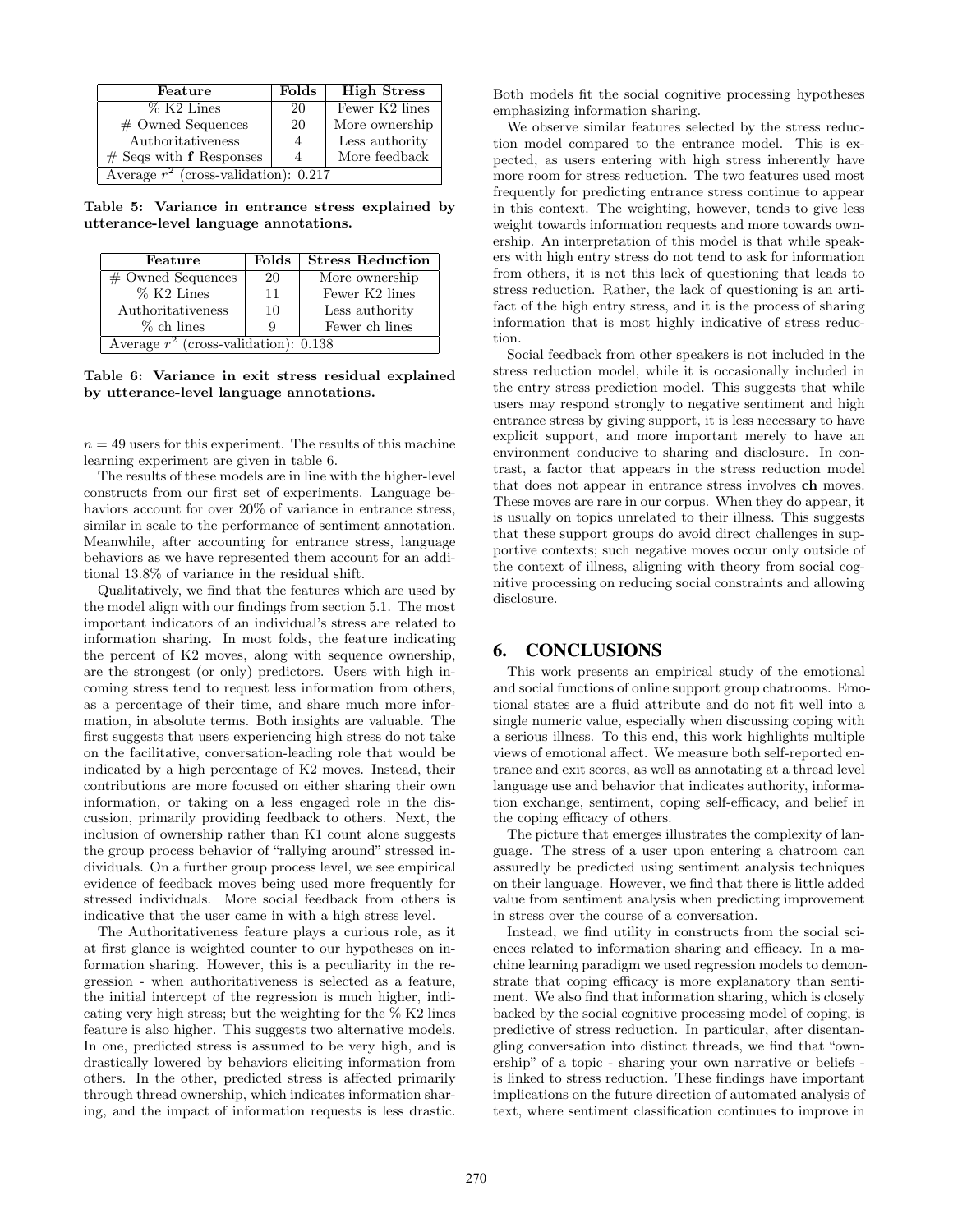| Feature | Folds | High Stress |
|---|---|---|
| % K2 Lines | 20 | Fewer K2 lines |
| # Owned Sequences | 20 | More ownership |
| Authoritativeness | 4 | Less authority |
| # Seqs with **f** Responses | 4 | More feedback |
| Average $r^2$ (cross-validation): 0.217 | | |

**Table 5: Variance in entrance stress explained by utterance-level language annotations.**

| Feature | Folds | Stress Reduction |
|---|---|---|
| # Owned Sequences | 20 | More ownership |
| % K2 Lines | 11 | Fewer K2 lines |
| Authoritativeness | 10 | Less authority |
| % ch lines | 9 | Fewer ch lines |
| Average $r^2$ (cross-validation): 0.138 | | |

**Table 6: Variance in exit stress residual explained by utterance-level language annotations.**

$n = 49$ users for this experiment. The results of this machine learning experiment are given in table 6.

The results of these models are in line with the higher-level constructs from our first set of experiments. Language behaviors account for over 20% of variance in entrance stress, similar in scale to the performance of sentiment annotation. Meanwhile, after accounting for entrance stress, language behaviors as we have represented them account for an additional 13.8% of variance in the residual shift.

Qualitatively, we find that the features which are used by the model align with our findings from section 5.1. The most important indicators of an individual's stress are related to information sharing. In most folds, the feature indicating the percent of K2 moves, along with sequence ownership, are the strongest (or only) predictors. Users with high incoming stress tend to request less information from others, as a percentage of their time, and share much more information, in absolute terms. Both insights are valuable. The first suggests that users experiencing high stress do not take on the facilitative, conversation-leading role that would be indicated by a high percentage of K2 moves. Instead, their contributions are more focused on either sharing their own information, or taking on a less engaged role in the discussion, primarily providing feedback to others. Next, the inclusion of ownership rather than K1 count alone suggests the group process behavior of "rallying around" stressed individuals. On a further group process level, we see empirical evidence of feedback moves being used more frequently for stressed individuals. More social feedback from others is indicative that the user came in with a high stress level.

The Authoritativeness feature plays a curious role, as it at first glance is weighted counter to our hypotheses on information sharing. However, this is a peculiarity in the regression - when authoritativeness is selected as a feature, the initial intercept of the regression is much higher, indicating very high stress; but the weighting for the % K2 lines feature is also higher. This suggests two alternative models. In one, predicted stress is assumed to be very high, and is drastically lowered by behaviors eliciting information from others. In the other, predicted stress is affected primarily through thread ownership, which indicates information sharing, and the impact of information requests is less drastic. Both models fit the social cognitive processing hypotheses emphasizing information sharing.

We observe similar features selected by the stress reduction model compared to the entrance model. This is expected, as users entering with high stress inherently have more room for stress reduction. The two features used most frequently for predicting entrance stress continue to appear in this context. The weighting, however, tends to give less weight towards information requests and more towards ownership. An interpretation of this model is that while speakers with high entry stress do not tend to ask for information from others, it is not this lack of questioning that leads to stress reduction. Rather, the lack of questioning is an artifact of the high entry stress, and it is the process of sharing information that is most highly indicative of stress reduction.

Social feedback from other speakers is not included in the stress reduction model, while it is occasionally included in the entry stress prediction model. This suggests that while users may respond strongly to negative sentiment and high entrance stress by giving support, it is less necessary to have explicit support, and more important merely to have an environment conducive to sharing and disclosure. In contrast, a factor that appears in the stress reduction model that does not appear in entrance stress involves **ch** moves. These moves are rare in our corpus. When they do appear, it is usually on topics unrelated to their illness. This suggests that these support groups do avoid direct challenges in supportive contexts; such negative moves occur only outside of the context of illness, aligning with theory from social cognitive processing on reducing social constraints and allowing disclosure.

## 6. CONCLUSIONS

This work presents an empirical study of the emotional and social functions of online support group chatrooms. Emotional states are a fluid attribute and do not fit well into a single numeric value, especially when discussing coping with a serious illness. To this end, this work highlights multiple views of emotional affect. We measure both self-reported entrance and exit scores, as well as annotating at a thread level language use and behavior that indicates authority, information exchange, sentiment, coping self-efficacy, and belief in the coping efficacy of others.

The picture that emerges illustrates the complexity of language. The stress of a user upon entering a chatroom can assuredly be predicted using sentiment analysis techniques on their language. However, we find that there is little added value from sentiment analysis when predicting improvement in stress over the course of a conversation.

Instead, we find utility in constructs from the social sciences related to information sharing and efficacy. In a machine learning paradigm we used regression models to demonstrate that coping efficacy is more explanatory than sentiment. We also find that information sharing, which is closely backed by the social cognitive processing model of coping, is predictive of stress reduction. In particular, after disentangling conversation into distinct threads, we find that "ownership" of a topic - sharing your own narrative or beliefs - is linked to stress reduction. These findings have important implications on the future direction of automated analysis of text, where sentiment classification continues to improve in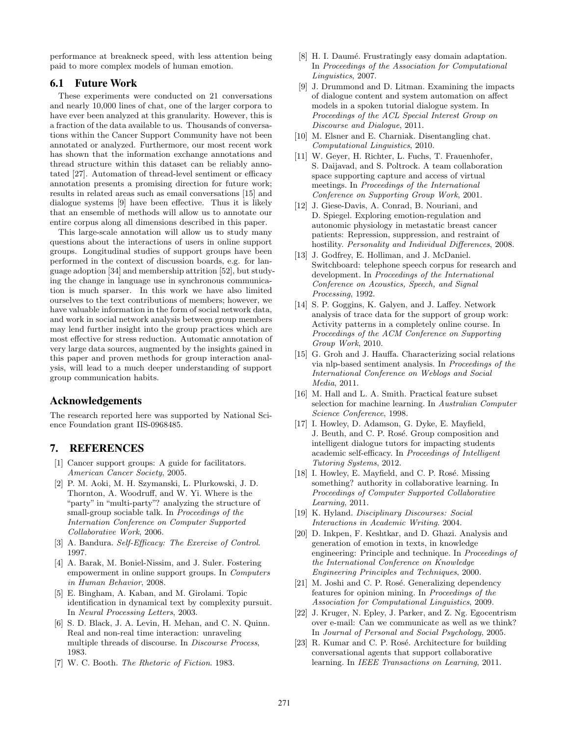performance at breakneck speed, with less attention being paid to more complex models of human emotion.

## 6.1 Future Work

These experiments were conducted on 21 conversations and nearly 10,000 lines of chat, one of the larger corpora to have ever been analyzed at this granularity. However, this is a fraction of the data available to us. Thousands of conversations within the Cancer Support Community have not been annotated or analyzed. Furthermore, our most recent work has shown that the information exchange annotations and thread structure within this dataset can be reliably annotated [27]. Automation of thread-level sentiment or efficacy annotation presents a promising direction for future work; results in related areas such as email conversations [15] and dialogue systems [9] have been effective. Thus it is likely that an ensemble of methods will allow us to annotate our entire corpus along all dimensions described in this paper.

This large-scale annotation will allow us to study many questions about the interactions of users in online support groups. Longitudinal studies of support groups have been performed in the context of discussion boards, e.g. for language adoption [34] and membership attrition [52], but studying the change in language use in synchronous communication is much sparser. In this work we have also limited ourselves to the text contributions of members; however, we have valuable information in the form of social network data, and work in social network analysis between group members may lend further insight into the group practices which are most effective for stress reduction. Automatic annotation of very large data sources, augmented by the insights gained in this paper and proven methods for group interaction analysis, will lead to a much deeper understanding of support group communication habits.

## Acknowledgements

The research reported here was supported by National Science Foundation grant IIS-0968485.

## 7. REFERENCES

[1] Cancer support groups: A guide for facilitators. *American Cancer Society*, 2005.

[2] P. M. Aoki, M. H. Szymanski, L. Plurkowski, J. D. Thornton, A. Woodruff, and W. Yi. Where is the "party" in "multi-party"? analyzing the structure of small-group sociable talk. In *Proceedings of the Internation Conference on Computer Supported Collaborative Work*, 2006.

[3] A. Bandura. *Self-Efficacy: The Exercise of Control*. 1997.

[4] A. Barak, M. Boniel-Nissim, and J. Suler. Fostering empowerment in online support groups. In *Computers in Human Behavior*, 2008.

[5] E. Bingham, A. Kaban, and M. Girolami. Topic identification in dynamical text by complexity pursuit. In *Neural Processing Letters*, 2003.

[6] S. D. Black, J. A. Levin, H. Mehan, and C. N. Quinn. Real and non-real time interaction: unraveling multiple threads of discourse. In *Discourse Process*, 1983.

[7] W. C. Booth. *The Rhetoric of Fiction*. 1983.

[8] H. I. Daumé. Frustratingly easy domain adaptation. In *Proceedings of the Association for Computational Linguistics*, 2007.

[9] J. Drummond and D. Litman. Examining the impacts of dialogue content and system automation on affect models in a spoken tutorial dialogue system. In *Proceedings of the ACL Special Interest Group on Discourse and Dialogue*, 2011.

[10] M. Elsner and E. Charniak. Disentangling chat. *Computational Linguistics*, 2010.

[11] W. Geyer, H. Richter, L. Fuchs, T. Frauenhofer, S. Daijavad, and S. Poltrock. A team collaboration space supporting capture and access of virtual meetings. In *Proceedings of the International Conference on Supporting Group Work*, 2001.

[12] J. Giese-Davis, A. Conrad, B. Nouriani, and D. Spiegel. Exploring emotion-regulation and autonomic physiology in metastatic breast cancer patients: Repression, suppression, and restraint of hostility. *Personality and Individual Differences*, 2008.

[13] J. Godfrey, E. Holliman, and J. McDaniel. Switchboard: telephone speech corpus for research and development. In *Proceedings of the International Conference on Acoustics, Speech, and Signal Processing*, 1992.

[14] S. P. Goggins, K. Galyen, and J. Laffey. Network analysis of trace data for the support of group work: Activity patterns in a completely online course. In *Proceedings of the ACM Conference on Supporting Group Work*, 2010.

[15] G. Groh and J. Hauffa. Characterizing social relations via nlp-based sentiment analysis. In *Proceedings of the International Conference on Weblogs and Social Media*, 2011.

[16] M. Hall and L. A. Smith. Practical feature subset selection for machine learning. In *Australian Computer Science Conference*, 1998.

[17] I. Howley, D. Adamson, G. Dyke, E. Mayfield, J. Beuth, and C. P. Rosé. Group composition and intelligent dialogue tutors for impacting students academic self-efficacy. In *Proceedings of Intelligent Tutoring Systems*, 2012.

[18] I. Howley, E. Mayfield, and C. P. Rosé. Missing something? authority in collaborative learning. In *Proceedings of Computer Supported Collaborative Learning*, 2011.

[19] K. Hyland. *Disciplinary Discourses: Social Interactions in Academic Writing*. 2004.

[20] D. Inkpen, F. Keshtkar, and D. Ghazi. Analysis and generation of emotion in texts, in knowledge engineering: Principle and technique. In *Proceedings of the International Conference on Knowledge Engineering Principles and Techniques*, 2000.

[21] M. Joshi and C. P. Rosé. Generalizing dependency features for opinion mining. In *Proceedings of the Association for Computational Linguistics*, 2009.

[22] J. Kruger, N. Epley, J. Parker, and Z. Ng. Egocentrism over e-mail: Can we communicate as well as we think? In *Journal of Personal and Social Psychology*, 2005.

[23] R. Kumar and C. P. Rosé. Architecture for building conversational agents that support collaborative learning. In *IEEE Transactions on Learning*, 2011.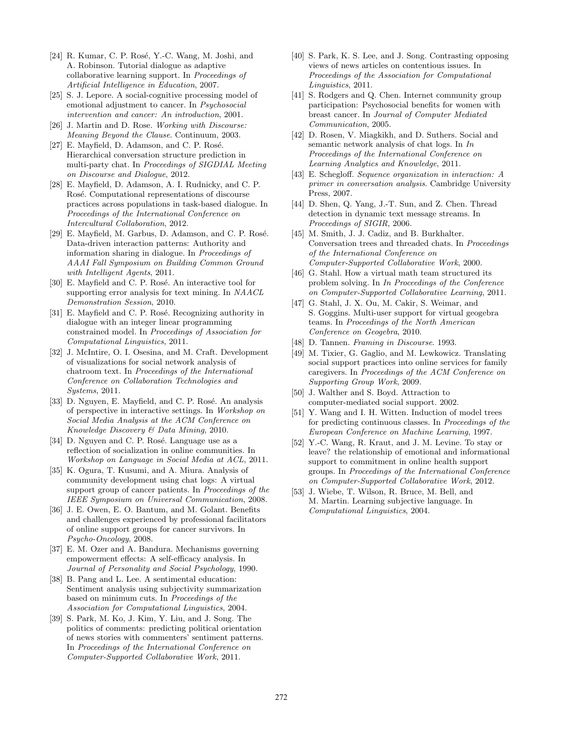[24] R. Kumar, C. P. Rosé, Y.-C. Wang, M. Joshi, and A. Robinson. Tutorial dialogue as adaptive collaborative learning support. In *Proceedings of Artificial Intelligence in Education*, 2007.

[25] S. J. Lepore. A social-cognitive processing model of emotional adjustment to cancer. In *Psychosocial intervention and cancer: An introduction*, 2001.

[26] J. Martin and D. Rose. *Working with Discourse: Meaning Beyond the Clause*. Continuum, 2003.

[27] E. Mayfield, D. Adamson, and C. P. Rosé. Hierarchical conversation structure prediction in multi-party chat. In *Proceedings of SIGDIAL Meeting on Discourse and Dialogue*, 2012.

[28] E. Mayfield, D. Adamson, A. I. Rudnicky, and C. P. Rosé. Computational representations of discourse practices across populations in task-based dialogue. In *Proceedings of the International Conference on Intercultural Collaboration*, 2012.

[29] E. Mayfield, M. Garbus, D. Adamson, and C. P. Rosé. Data-driven interaction patterns: Authority and information sharing in dialogue. In *Proceedings of AAAI Fall Symposium on Building Common Ground with Intelligent Agents*, 2011.

[30] E. Mayfield and C. P. Rosé. An interactive tool for supporting error analysis for text mining. In *NAACL Demonstration Session*, 2010.

[31] E. Mayfield and C. P. Rosé. Recognizing authority in dialogue with an integer linear programming constrained model. In *Proceedings of Association for Computational Linguistics*, 2011.

[32] J. McIntire, O. I. Osesina, and M. Craft. Development of visualizations for social network analysis of chatroom text. In *Proceedings of the International Conference on Collaboration Technologies and Systems*, 2011.

[33] D. Nguyen, E. Mayfield, and C. P. Rosé. An analysis of perspective in interactive settings. In *Workshop on Social Media Analysis at the ACM Conference on Knowledge Discovery & Data Mining*, 2010.

[34] D. Nguyen and C. P. Rosé. Language use as a reflection of socialization in online communities. In *Workshop on Language in Social Media at ACL*, 2011.

[35] K. Ogura, T. Kusumi, and A. Miura. Analysis of community development using chat logs: A virtual support group of cancer patients. In *Proceedings of the IEEE Symposium on Universal Communication*, 2008.

[36] J. E. Owen, E. O. Bantum, and M. Golant. Benefits and challenges experienced by professional facilitators of online support groups for cancer survivors. In *Psycho-Oncology*, 2008.

[37] E. M. Ozer and A. Bandura. Mechanisms governing empowerment effects: A self-efficacy analysis. In *Journal of Personality and Social Psychology*, 1990.

[38] B. Pang and L. Lee. A sentimental education: Sentiment analysis using subjectivity summarization based on minimum cuts. In *Proceedings of the Association for Computational Linguistics*, 2004.

[39] S. Park, M. Ko, J. Kim, Y. Liu, and J. Song. The politics of comments: predicting political orientation of news stories with commenters' sentiment patterns. In *Proceedings of the International Conference on Computer-Supported Collaborative Work*, 2011.

[40] S. Park, K. S. Lee, and J. Song. Contrasting opposing views of news articles on contentious issues. In *Proceedings of the Association for Computational Linguistics*, 2011.

[41] S. Rodgers and Q. Chen. Internet community group participation: Psychosocial benefits for women with breast cancer. In *Journal of Computer Mediated Communication*, 2005.

[42] D. Rosen, V. Miagkikh, and D. Suthers. Social and semantic network analysis of chat logs. In *In Proceedings of the International Conference on Learning Analytics and Knowledge*, 2011.

[43] E. Schegloff. *Sequence organization in interaction: A primer in conversation analysis*. Cambridge University Press, 2007.

[44] D. Shen, Q. Yang, J.-T. Sun, and Z. Chen. Thread detection in dynamic text message streams. In *Proceedings of SIGIR*, 2006.

[45] M. Smith, J. J. Cadiz, and B. Burkhalter. Conversation trees and threaded chats. In *Proceedings of the International Conference on Computer-Supported Collaborative Work*, 2000.

[46] G. Stahl. How a virtual math team structured its problem solving. In *In Proceedings of the Conference on Computer-Supported Collaborative Learning*, 2011.

[47] G. Stahl, J. X. Ou, M. Cakir, S. Weimar, and S. Goggins. Multi-user support for virtual geogebra teams. In *Proceedings of the North American Conference on Geogebra*, 2010.

[48] D. Tannen. *Framing in Discourse*. 1993.

[49] M. Tixier, G. Gaglio, and M. Lewkowicz. Translating social support practices into online services for family caregivers. In *Proceedings of the ACM Conference on Supporting Group Work*, 2009.

[50] J. Walther and S. Boyd. Attraction to computer-mediated social support. 2002.

[51] Y. Wang and I. H. Witten. Induction of model trees for predicting continuous classes. In *Proceedings of the European Conference on Machine Learning*, 1997.

[52] Y.-C. Wang, R. Kraut, and J. M. Levine. To stay or leave? the relationship of emotional and informational support to commitment in online health support groups. In *Proceedings of the International Conference on Computer-Supported Collaborative Work*, 2012.

[53] J. Wiebe, T. Wilson, R. Bruce, M. Bell, and M. Martin. Learning subjective language. In *Computational Linguistics*, 2004.